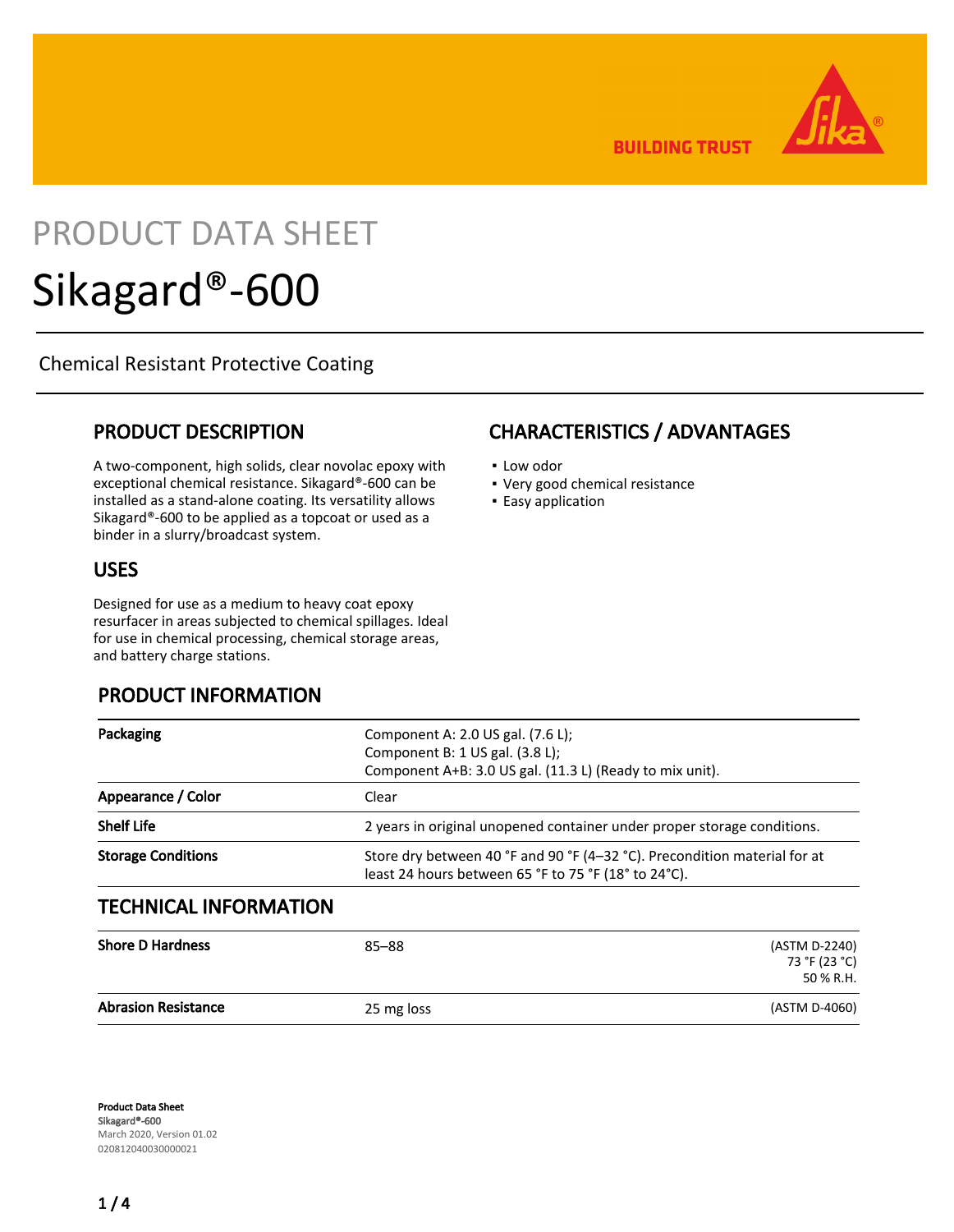# PRODUCT DATA SHEET

# Sikagard®-600

Chemical Resistant Protective Coating

## PRODUCT DESCRIPTION

A two-component, high solids, clear novolac epoxy with exceptional chemical resistance. Sikagard®-600 can be installed as a stand-alone coating. Its versatility allows Sikagard®-600 to be applied as a topcoat or used as a binder in a slurry/broadcast system.

## USES

Designed for use as a medium to heavy coat epoxy resurfacer in areas subjected to chemical spillages. Ideal for use in chemical processing, chemical storage areas, and battery charge stations.

## CHARACTERISTICS / ADVANTAGES

- Low odor
- Very good chemical resistance
- Easy application

## PRODUCT INFORMATION

| | |
|---|---|
| **Packaging** | Component A: 2.0 US gal. (7.6 L);<br>Component B: 1 US gal. (3.8 L);<br>Component A+B: 3.0 US gal. (11.3 L) (Ready to mix unit). |
| **Appearance / Color** | Clear |
| **Shelf Life** | 2 years in original unopened container under proper storage conditions. |
| **Storage Conditions** | Store dry between 40 °F and 90 °F (4–32 °C). Precondition material for at least 24 hours between 65 °F to 75 °F (18° to 24°C). |

## TECHNICAL INFORMATION

| | | |
|---|---|---|
| **Shore D Hardness** | 85–88 | (ASTM D-2240)<br>73 °F (23 °C)<br>50 % R.H. |
| **Abrasion Resistance** | 25 mg loss | (ASTM D-4060) |

**Product Data Sheet**
**Sikagard®-600**
March 2020, Version 01.02
020812040030000021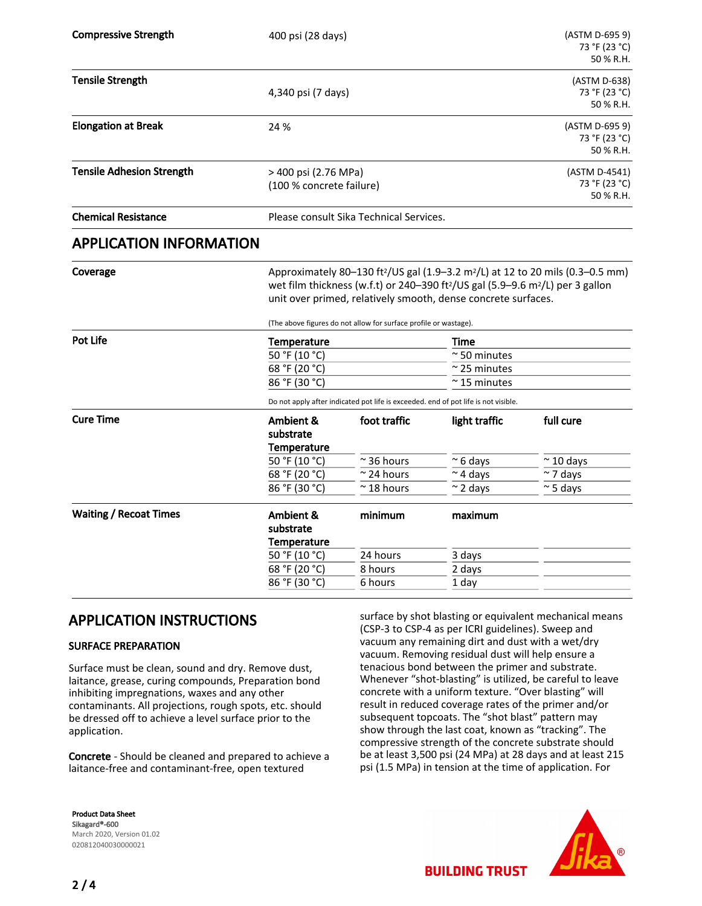| | | |
|---|---|---|
| **Compressive Strength** | 400 psi (28 days) | (ASTM D-695 9) 73 °F (23 °C) 50 % R.H. |
| **Tensile Strength** | 4,340 psi (7 days) | (ASTM D-638) 73 °F (23 °C) 50 % R.H. |
| **Elongation at Break** | 24 % | (ASTM D-695 9) 73 °F (23 °C) 50 % R.H. |
| **Tensile Adhesion Strength** | > 400 psi (2.76 MPa) (100 % concrete failure) | (ASTM D-4541) 73 °F (23 °C) 50 % R.H. |
| **Chemical Resistance** | Please consult Sika Technical Services. | |

## APPLICATION INFORMATION

**Coverage**

Approximately 80–130 ft²/US gal (1.9–3.2 m²/L) at 12 to 20 mils (0.3–0.5 mm) wet film thickness (w.f.t) or 240–390 ft²/US gal (5.9–9.6 m²/L) per 3 gallon unit over primed, relatively smooth, dense concrete surfaces.

(The above figures do not allow for surface profile or wastage).

**Pot Life**

| Temperature | Time |
|---|---|
| 50 °F (10 °C) | ~ 50 minutes |
| 68 °F (20 °C) | ~ 25 minutes |
| 86 °F (30 °C) | ~ 15 minutes |

Do not apply after indicated pot life is exceeded. end of pot life is not visible.

**Cure Time**

| Ambient & substrate Temperature | foot traffic | light traffic | full cure |
|---|---|---|---|
| 50 °F (10 °C) | ~ 36 hours | ~ 6 days | ~ 10 days |
| 68 °F (20 °C) | ~ 24 hours | ~ 4 days | ~ 7 days |
| 86 °F (30 °C) | ~ 18 hours | ~ 2 days | ~ 5 days |

**Waiting / Recoat Times**

| Ambient & substrate Temperature | minimum | maximum |
|---|---|---|
| 50 °F (10 °C) | 24 hours | 3 days |
| 68 °F (20 °C) | 8 hours | 2 days |
| 86 °F (30 °C) | 6 hours | 1 day |

## APPLICATION INSTRUCTIONS

### SURFACE PREPARATION

Surface must be clean, sound and dry. Remove dust, laitance, grease, curing compounds, Preparation bond inhibiting impregnations, waxes and any other contaminants. All projections, rough spots, etc. should be dressed off to achieve a level surface prior to the application.

**Concrete** - Should be cleaned and prepared to achieve a laitance-free and contaminant-free, open textured surface by shot blasting or equivalent mechanical means (CSP-3 to CSP-4 as per ICRI guidelines). Sweep and vacuum any remaining dirt and dust with a wet/dry vacuum. Removing residual dust will help ensure a tenacious bond between the primer and substrate. Whenever “shot-blasting” is utilized, be careful to leave concrete with a uniform texture. “Over blasting” will result in reduced coverage rates of the primer and/or subsequent topcoats. The “shot blast” pattern may show through the last coat, known as “tracking”. The compressive strength of the concrete substrate should be at least 3,500 psi (24 MPa) at 28 days and at least 215 psi (1.5 MPa) in tension at the time of application. For

**Product Data Sheet**
Sikagard®-600
March 2020, Version 01.02
020812040030000021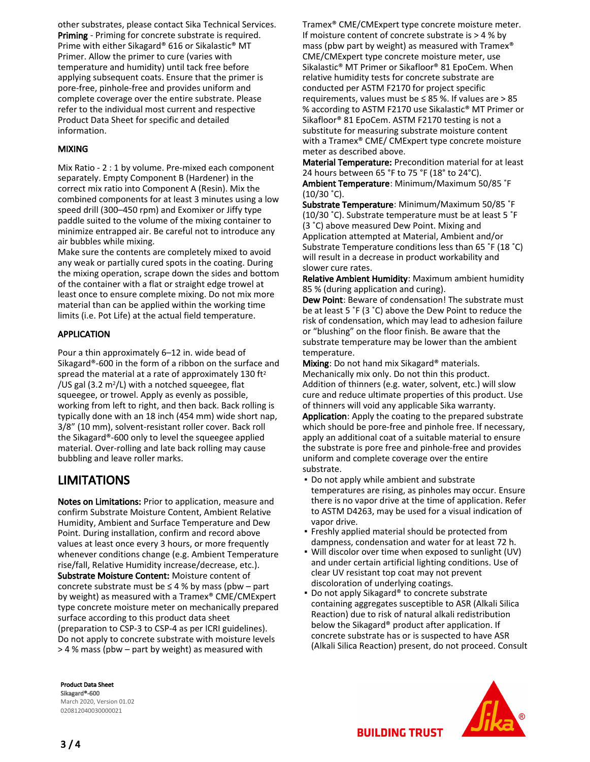other substrates, please contact Sika Technical Services.
**Priming** - Priming for concrete substrate is required. Prime with either Sikagard® 616 or Sikalastic® MT Primer. Allow the primer to cure (varies with temperature and humidity) until tack free before applying subsequent coats. Ensure that the primer is pore-free, pinhole-free and provides uniform and complete coverage over the entire substrate. Please refer to the individual most current and respective Product Data Sheet for specific and detailed information.

### MIXING

Mix Ratio - 2 : 1 by volume. Pre-mixed each component separately. Empty Component B (Hardener) in the correct mix ratio into Component A (Resin). Mix the combined components for at least 3 minutes using a low speed drill (300–450 rpm) and Exomixer or Jiffy type paddle suited to the volume of the mixing container to minimize entrapped air. Be careful not to introduce any air bubbles while mixing.
Make sure the contents are completely mixed to avoid any weak or partially cured spots in the coating. During the mixing operation, scrape down the sides and bottom of the container with a flat or straight edge trowel at least once to ensure complete mixing. Do not mix more material than can be applied within the working time limits (i.e. Pot Life) at the actual field temperature.

### APPLICATION

Pour a thin approximately 6–12 in. wide bead of Sikagard®-600 in the form of a ribbon on the surface and spread the material at a rate of approximately 130 ft²/US gal (3.2 m²/L) with a notched squeegee, flat squeegee, or trowel. Apply as evenly as possible, working from left to right, and then back. Back rolling is typically done with an 18 inch (454 mm) wide short nap, 3/8" (10 mm), solvent-resistant roller cover. Back roll the Sikagard®-600 only to level the squeegee applied material. Over-rolling and late back rolling may cause bubbling and leave roller marks.

## LIMITATIONS

**Notes on Limitations:** Prior to application, measure and confirm Substrate Moisture Content, Ambient Relative Humidity, Ambient and Surface Temperature and Dew Point. During installation, confirm and record above values at least once every 3 hours, or more frequently whenever conditions change (e.g. Ambient Temperature rise/fall, Relative Humidity increase/decrease, etc.).
**Substrate Moisture Content:** Moisture content of concrete substrate must be ≤ 4 % by mass (pbw – part by weight) as measured with a Tramex® CME/CMExpert type concrete moisture meter on mechanically prepared surface according to this product data sheet (preparation to CSP-3 to CSP-4 as per ICRI guidelines). Do not apply to concrete substrate with moisture levels > 4 % mass (pbw – part by weight) as measured with Tramex® CME/CMExpert type concrete moisture meter. If moisture content of concrete substrate is > 4 % by mass (pbw part by weight) as measured with Tramex® CME/CMExpert type concrete moisture meter, use Sikalastic® MT Primer or Sikafloor® 81 EpoCem. When relative humidity tests for concrete substrate are conducted per ASTM F2170 for project specific requirements, values must be ≤ 85 %. If values are > 85 % according to ASTM F2170 use Sikalastic® MT Primer or Sikafloor® 81 EpoCem. ASTM F2170 testing is not a substitute for measuring substrate moisture content with a Tramex® CME/ CMExpert type concrete moisture meter as described above.
**Material Temperature:** Precondition material for at least 24 hours between 65 °F to 75 °F (18° to 24°C).
**Ambient Temperature**: Minimum/Maximum 50/85 °F (10/30 °C).
**Substrate Temperature**: Minimum/Maximum 50/85 °F (10/30 °C). Substrate temperature must be at least 5 °F (3 °C) above measured Dew Point. Mixing and Application attempted at Material, Ambient and/or Substrate Temperature conditions less than 65 °F (18 °C) will result in a decrease in product workability and slower cure rates.
**Relative Ambient Humidity**: Maximum ambient humidity 85 % (during application and curing).
**Dew Point**: Beware of condensation! The substrate must be at least 5 °F (3 °C) above the Dew Point to reduce the risk of condensation, which may lead to adhesion failure or "blushing" on the floor finish. Be aware that the substrate temperature may be lower than the ambient temperature.
**Mixing**: Do not hand mix Sikagard® materials. Mechanically mix only. Do not thin this product. Addition of thinners (e.g. water, solvent, etc.) will slow cure and reduce ultimate properties of this product. Use of thinners will void any applicable Sika warranty.
**Application**: Apply the coating to the prepared substrate which should be pore-free and pinhole free. If necessary, apply an additional coat of a suitable material to ensure the substrate is pore free and pinhole-free and provides uniform and complete coverage over the entire substrate.

- Do not apply while ambient and substrate temperatures are rising, as pinholes may occur. Ensure there is no vapor drive at the time of application. Refer to ASTM D4263, may be used for a visual indication of vapor drive.
- Freshly applied material should be protected from dampness, condensation and water for at least 72 h.
- Will discolor over time when exposed to sunlight (UV) and under certain artificial lighting conditions. Use of clear UV resistant top coat may not prevent discoloration of underlying coatings.
- Do not apply Sikagard® to concrete substrate containing aggregates susceptible to ASR (Alkali Silica Reaction) due to risk of natural alkali redistribution below the Sikagard® product after application. If concrete substrate has or is suspected to have ASR (Alkali Silica Reaction) present, do not proceed. Consult

**Product Data Sheet**
Sikagard®-600
March 2020, Version 01.02
020812040030000021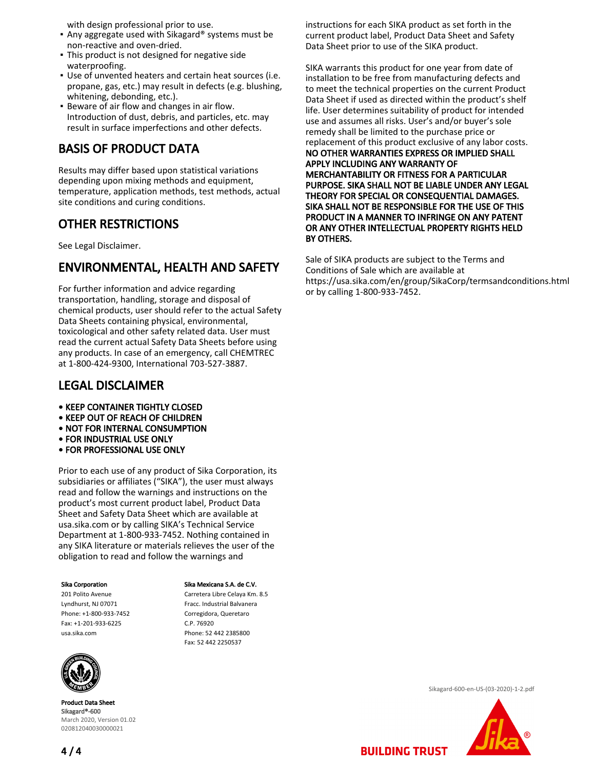with design professional prior to use.

- Any aggregate used with Sikagard® systems must be non-reactive and oven-dried.
- This product is not designed for negative side waterproofing.
- Use of unvented heaters and certain heat sources (i.e. propane, gas, etc.) may result in defects (e.g. blushing, whitening, debonding, etc.).
- Beware of air flow and changes in air flow. Introduction of dust, debris, and particles, etc. may result in surface imperfections and other defects.

## BASIS OF PRODUCT DATA

Results may differ based upon statistical variations depending upon mixing methods and equipment, temperature, application methods, test methods, actual site conditions and curing conditions.

## OTHER RESTRICTIONS

See Legal Disclaimer.

## ENVIRONMENTAL, HEALTH AND SAFETY

For further information and advice regarding transportation, handling, storage and disposal of chemical products, user should refer to the actual Safety Data Sheets containing physical, environmental, toxicological and other safety related data. User must read the current actual Safety Data Sheets before using any products. In case of an emergency, call CHEMTREC at 1-800-424-9300, International 703-527-3887.

## LEGAL DISCLAIMER

- **KEEP CONTAINER TIGHTLY CLOSED**
- **KEEP OUT OF REACH OF CHILDREN**
- **NOT FOR INTERNAL CONSUMPTION**
- **FOR INDUSTRIAL USE ONLY**
- **FOR PROFESSIONAL USE ONLY**

Prior to each use of any product of Sika Corporation, its subsidiaries or affiliates ("SIKA"), the user must always read and follow the warnings and instructions on the product's most current product label, Product Data Sheet and Safety Data Sheet which are available at usa.sika.com or by calling SIKA's Technical Service Department at 1-800-933-7452. Nothing contained in any SIKA literature or materials relieves the user of the obligation to read and follow the warnings and instructions for each SIKA product as set forth in the current product label, Product Data Sheet and Safety Data Sheet prior to use of the SIKA product.

SIKA warrants this product for one year from date of installation to be free from manufacturing defects and to meet the technical properties on the current Product Data Sheet if used as directed within the product's shelf life. User determines suitability of product for intended use and assumes all risks. User's and/or buyer's sole remedy shall be limited to the purchase price or replacement of this product exclusive of any labor costs. **NO OTHER WARRANTIES EXPRESS OR IMPLIED SHALL APPLY INCLUDING ANY WARRANTY OF MERCHANTABILITY OR FITNESS FOR A PARTICULAR PURPOSE. SIKA SHALL NOT BE LIABLE UNDER ANY LEGAL THEORY FOR SPECIAL OR CONSEQUENTIAL DAMAGES. SIKA SHALL NOT BE RESPONSIBLE FOR THE USE OF THIS PRODUCT IN A MANNER TO INFRINGE ON ANY PATENT OR ANY OTHER INTELLECTUAL PROPERTY RIGHTS HELD BY OTHERS.**

Sale of SIKA products are subject to the Terms and Conditions of Sale which are available at https://usa.sika.com/en/group/SikaCorp/termsandconditions.html or by calling 1-800-933-7452.

**Sika Corporation**
201 Polito Avenue
Lyndhurst, NJ 07071
Phone: +1-800-933-7452
Fax: +1-201-933-6225
usa.sika.com

**Sika Mexicana S.A. de C.V.**
Carretera Libre Celaya Km. 8.5
Fracc. Industrial Balvanera
Corregidora, Queretaro
C.P. 76920
Phone: 52 442 2385800
Fax: 52 442 2250537

**Product Data Sheet**
**Sikagard®-600**
March 2020, Version 01.02
020812040030000021

Sikagard-600-en-US-(03-2020)-1-2.pdf

BUILDING TRUST